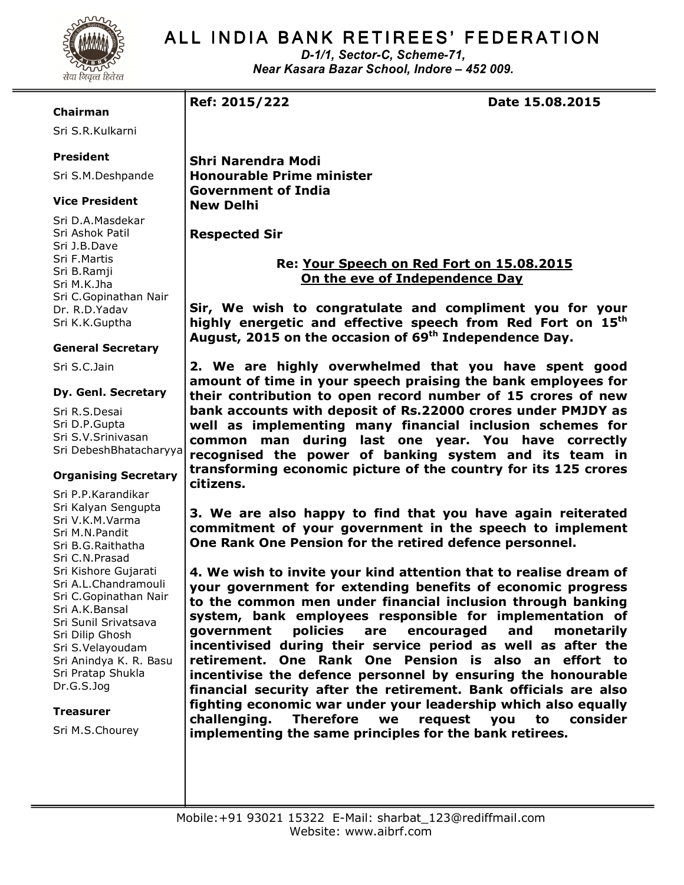# ALL INDIA BANK RETIREES' FEDERATION

*D-1/1, Sector-C, Scheme-71,*
*Near Kasara Bazar School, Indore – 452 009.*

**Chairman**
Sri S.R.Kulkarni

**President**
Sri S.M.Deshpande

**Vice President**
Sri D.A.Masdekar
Sri Ashok Patil
Sri J.B.Dave
Sri F.Martis
Sri B.Ramji
Sri M.K.Jha
Sri C.Gopinathan Nair
Dr. R.D.Yadav
Sri K.K.Guptha

**General Secretary**
Sri S.C.Jain

**Dy. Genl. Secretary**
Sri R.S.Desai
Sri D.P.Gupta
Sri S.V.Srinivasan
Sri DebeshBhatacharyya

**Organising Secretary**
Sri P.P.Karandikar
Sri Kalyan Sengupta
Sri V.K.M.Varma
Sri M.N.Pandit
Sri B.G.Raithatha
Sri C.N.Prasad
Sri Kishore Gujarati
Sri A.L.Chandramouli
Sri C.Gopinathan Nair
Sri A.K.Bansal
Sri Sunil Srivatsava
Sri Dilip Ghosh
Sri S.Velayoudam
Sri Anindya K. R. Basu
Sri Pratap Shukla
Dr.G.S.Jog

**Treasurer**
Sri M.S.Chourey

---

**Ref: 2015/222** **Date 15.08.2015**

**Shri Narendra Modi**
**Honourable Prime minister**
**Government of India**
**New Delhi**

**Respected Sir**

**Re: Your Speech on Red Fort on 15.08.2015**
**On the eve of Independence Day**

**Sir, We wish to congratulate and compliment you for your highly energetic and effective speech from Red Fort on 15th August, 2015 on the occasion of 69th Independence Day.**

**2. We are highly overwhelmed that you have spent good amount of time in your speech praising the bank employees for their contribution to open record number of 15 crores of new bank accounts with deposit of Rs.22000 crores under PMJDY as well as implementing many financial inclusion schemes for common man during last one year. You have correctly recognised the power of banking system and its team in transforming economic picture of the country for its 125 crores citizens.**

**3. We are also happy to find that you have again reiterated commitment of your government in the speech to implement One Rank One Pension for the retired defence personnel.**

**4. We wish to invite your kind attention that to realise dream of your government for extending benefits of economic progress to the common men under financial inclusion through banking system, bank employees responsible for implementation of government policies are encouraged and monetarily incentivised during their service period as well as after the retirement. One Rank One Pension is also an effort to incentivise the defence personnel by ensuring the honourable financial security after the retirement. Bank officials are also fighting economic war under your leadership which also equally challenging. Therefore we request you to consider implementing the same principles for the bank retirees.**

Mobile:+91 93021 15322 E-Mail: sharbat_123@rediffmail.com
Website: www.aibrf.com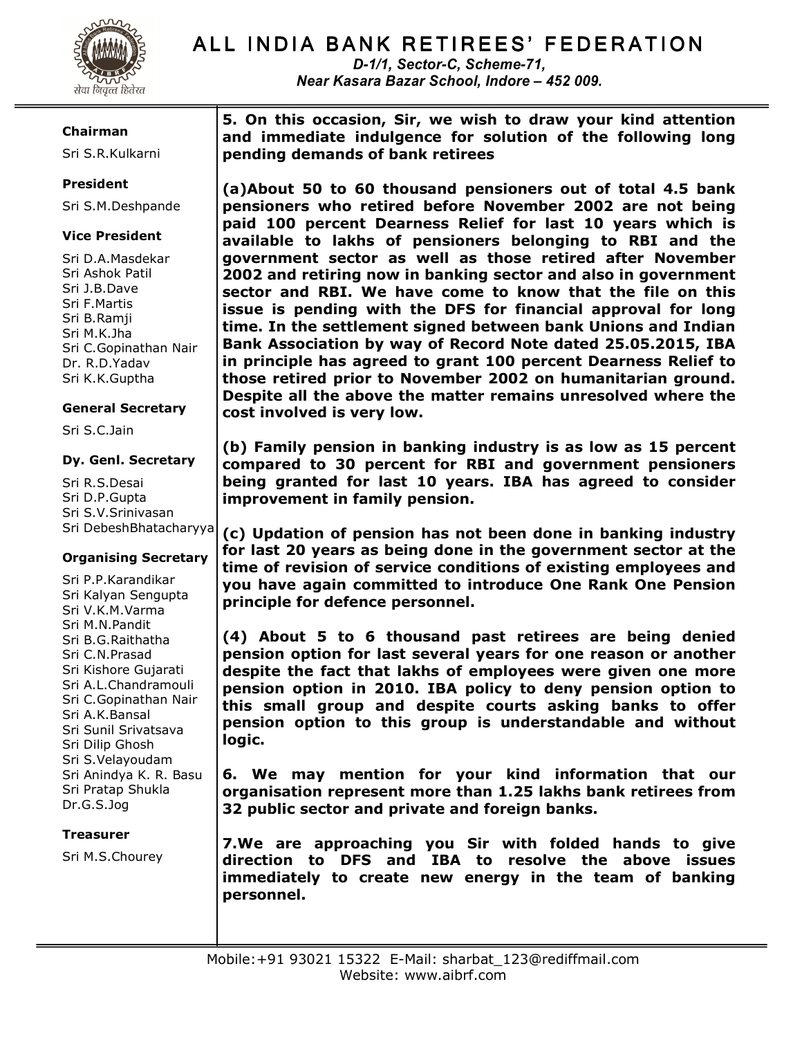# ALL INDIA BANK RETIREES' FEDERATION

*D-1/1, Sector-C, Scheme-71,*
*Near Kasara Bazar School, Indore – 452 009.*

**Chairman**
Sri S.R.Kulkarni

**President**
Sri S.M.Deshpande

**Vice President**
Sri D.A.Masdekar
Sri Ashok Patil
Sri J.B.Dave
Sri F.Martis
Sri B.Ramji
Sri M.K.Jha
Sri C.Gopinathan Nair
Dr. R.D.Yadav
Sri K.K.Guptha

**General Secretary**
Sri S.C.Jain

**Dy. Genl. Secretary**
Sri R.S.Desai
Sri D.P.Gupta
Sri S.V.Srinivasan
Sri DebeshBhatacharyya

**Organising Secretary**
Sri P.P.Karandikar
Sri Kalyan Sengupta
Sri V.K.M.Varma
Sri M.N.Pandit
Sri B.G.Raithatha
Sri C.N.Prasad
Sri Kishore Gujarati
Sri A.L.Chandramouli
Sri C.Gopinathan Nair
Sri A.K.Bansal
Sri Sunil Srivatsava
Sri Dilip Ghosh
Sri S.Velayoudam
Sri Anindya K. R. Basu
Sri Pratap Shukla
Dr.G.S.Jog

**Treasurer**
Sri M.S.Chourey

**5. On this occasion, Sir, we wish to draw your kind attention and immediate indulgence for solution of the following long pending demands of bank retirees**

**(a)About 50 to 60 thousand pensioners out of total 4.5 bank pensioners who retired before November 2002 are not being paid 100 percent Dearness Relief for last 10 years which is available to lakhs of pensioners belonging to RBI and the government sector now as well as those retired after November 2002 and retiring now in banking sector and also in government sector and RBI. We have come to know that the file on this issue is pending with the DFS for financial approval for long time. In the settlement signed between bank Unions and Indian Bank Association by way of Record Note dated 25.05.2015, IBA in principle has agreed to grant 100 percent Dearness Relief to those retired prior to November 2002 on humanitarian ground. Despite all the above the matter remains unresolved where the cost involved is very low.**

**(b) Family pension in banking industry is as low as 15 percent compared to 30 percent for RBI and government pensioners being granted for last 10 years. IBA has agreed to consider improvement in family pension.**

**(c) Updation of pension has not been done in banking industry for last 20 years as being done in the government sector at the time of revision of service conditions of existing employees and you have again committed to introduce One Rank One Pension principle for defence personnel.**

**(4) About 5 to 6 thousand past retirees are being denied pension option for last several years for one reason or another despite the fact that lakhs of employees were given one more pension option in 2010. IBA policy to deny pension option to this small group and despite courts asking banks to offer pension option to this group is understandable and without logic.**

**6. We may mention for your kind information that our organisation represent more than 1.25 lakhs bank retirees from 32 public sector and private and foreign banks.**

**7.We are approaching you Sir with folded hands to give direction to DFS and IBA to resolve the above issues immediately to create new energy in the team of banking personnel.**

Mobile:+91 93021 15322 E-Mail: sharbat_123@rediffmail.com
Website: www.aibrf.com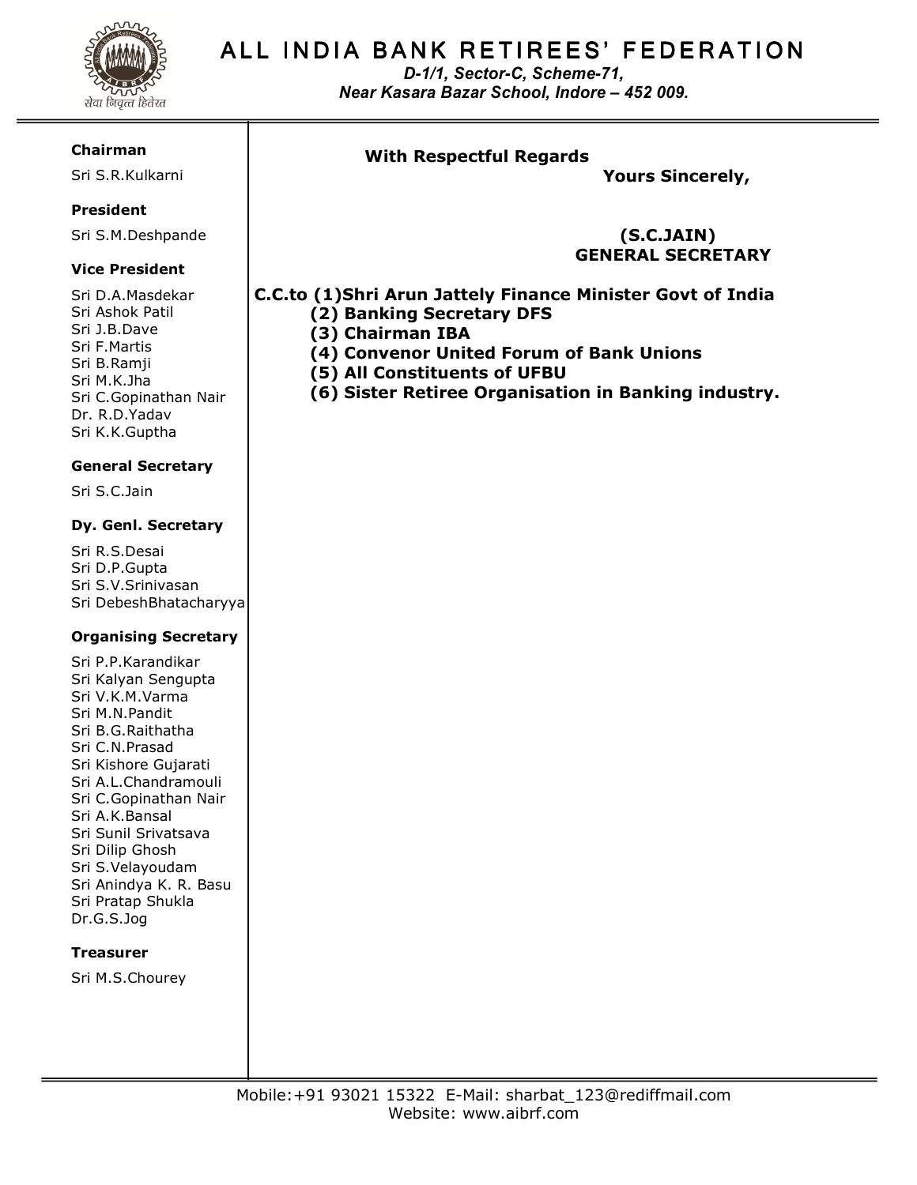# ALL INDIA BANK RETIREES' FEDERATION

*D-1/1, Sector-C, Scheme-71,*
*Near Kasara Bazar School, Indore – 452 009.*

सेवा निवृत्त हितेरत

**Chairman**
Sri S.R.Kulkarni

**President**
Sri S.M.Deshpande

**Vice President**
Sri D.A.Masdekar
Sri Ashok Patil
Sri J.B.Dave
Sri F.Martis
Sri B.Ramji
Sri M.K.Jha
Sri C.Gopinathan Nair
Dr. R.D.Yadav
Sri K.K.Guptha

**General Secretary**
Sri S.C.Jain

**Dy. Genl. Secretary**
Sri R.S.Desai
Sri D.P.Gupta
Sri S.V.Srinivasan
Sri DebeshBhatacharyya

**Organising Secretary**
Sri P.P.Karandikar
Sri Kalyan Sengupta
Sri V.K.M.Varma
Sri M.N.Pandit
Sri B.G.Raithatha
Sri C.N.Prasad
Sri Kishore Gujarati
Sri A.L.Chandramouli
Sri C.Gopinathan Nair
Sri A.K.Bansal
Sri Sunil Srivatsava
Sri Dilip Ghosh
Sri S.Velayoudam
Sri Anindya K. R. Basu
Sri Pratap Shukla
Dr.G.S.Jog

**Treasurer**
Sri M.S.Chourey

---

**With Respectful Regards**

**Yours Sincerely,**

**(S.C.JAIN)**
**GENERAL SECRETARY**

**C.C.to (1)Shri Arun Jattely Finance Minister Govt of India**
**(2) Banking Secretary DFS**
**(3) Chairman IBA**
**(4) Convenor United Forum of Bank Unions**
**(5) All Constituents of UFBU**
**(6) Sister Retiree Organisation in Banking industry.**

Mobile:+91 93021 15322 E-Mail: sharbat_123@rediffmail.com
Website: www.aibrf.com